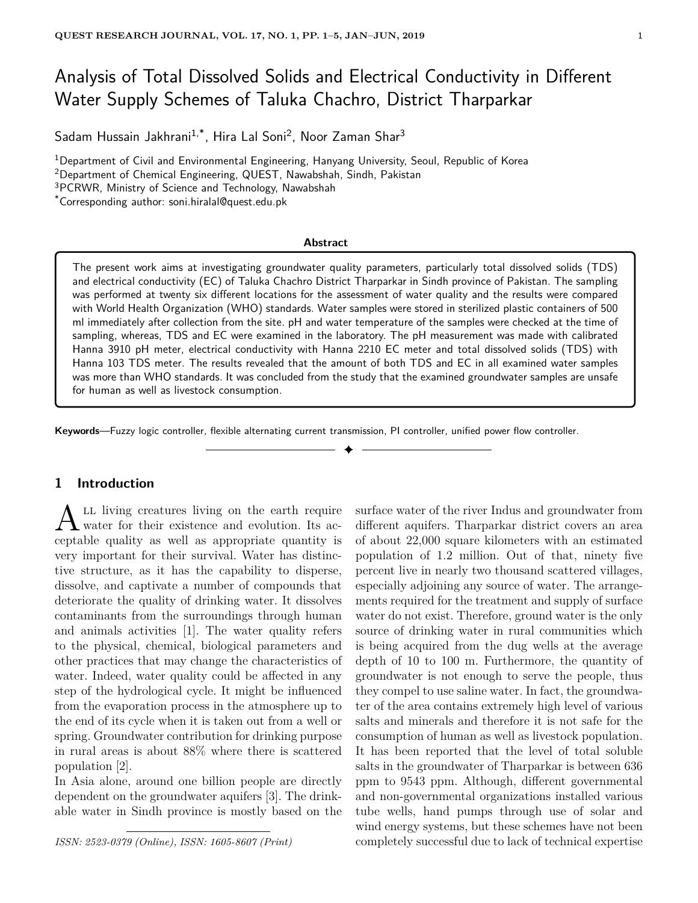# Analysis of Total Dissolved Solids and Electrical Conductivity in Different Water Supply Schemes of Taluka Chachro, District Tharparkar

Sadam Hussain Jakhrani[1,*], Hira Lal Soni[2], Noor Zaman Shar[3]

[1]Department of Civil and Environmental Engineering, Hanyang University, Seoul, Republic of Korea
[2]Department of Chemical Engineering, QUEST, Nawabshah, Sindh, Pakistan
[3]PCRWR, Ministry of Science and Technology, Nawabshah
[*]Corresponding author: soni.hiralal@quest.edu.pk

**Abstract**

The present work aims at investigating groundwater quality parameters, particularly total dissolved solids (TDS) and electrical conductivity (EC) of Taluka Chachro District Tharparkar in Sindh province of Pakistan. The sampling was performed at twenty six different locations for the assessment of water quality and the results were compared with World Health Organization (WHO) standards. Water samples were stored in sterilized plastic containers of 500 ml immediately after collection from the site. pH and water temperature of the samples were checked at the time of sampling, whereas, TDS and EC were examined in the laboratory. The pH measurement was made with calibrated Hanna 3910 pH meter, electrical conductivity with Hanna 2210 EC meter and total dissolved solids (TDS) with Hanna 103 TDS meter. The results revealed that the amount of both TDS and EC in all examined water samples was more than WHO standards. It was concluded from the study that the examined groundwater samples are unsafe for human as well as livestock consumption.

**Keywords**—Fuzzy logic controller, flexible alternating current transmission, PI controller, unified power flow controller.

## 1 Introduction

All living creatures living on the earth require water for their existence and evolution. Its acceptable quality as well as appropriate quantity is very important for their survival. Water has distinctive structure, as it has the capability to disperse, dissolve, and captivate a number of compounds that deteriorate the quality of drinking water. It dissolves contaminants from the surroundings through human and animals activities [1]. The water quality refers to the physical, chemical, biological parameters and other practices that may change the characteristics of water. Indeed, water quality could be affected in any step of the hydrological cycle. It might be influenced from the evaporation process in the atmosphere up to the end of its cycle when it is taken out from a well or spring. Groundwater contribution for drinking purpose in rural areas is about 88% where there is scattered population [2].

In Asia alone, around one billion people are directly dependent on the groundwater aquifers [3]. The drinkable water in Sindh province is mostly based on the surface water of the river Indus and groundwater from different aquifers. Tharparkar district covers an area of about 22,000 square kilometers with an estimated population of 1.2 million. Out of that, ninety five percent live in nearly two thousand scattered villages, especially adjoining any source of water. The arrangements required for the treatment and supply of surface water do not exist. Therefore, ground water is the only source of drinking water in rural communities which is being acquired from the dug wells at the average depth of 10 to 100 m. Furthermore, the quantity of groundwater is not enough to serve the people, thus they compel to use saline water. In fact, the groundwater of the area contains extremely high level of various salts and minerals and therefore it is not safe for the consumption of human as well as livestock population. It has been reported that the level of total soluble salts in the groundwater of Tharparkar is between 636 ppm to 9543 ppm. Although, different governmental and non-governmental organizations installed various tube wells, hand pumps through use of solar and wind energy systems, but these schemes have not been completely successful due to lack of technical expertise

*ISSN: 2523-0379 (Online), ISSN: 1605-8607 (Print)*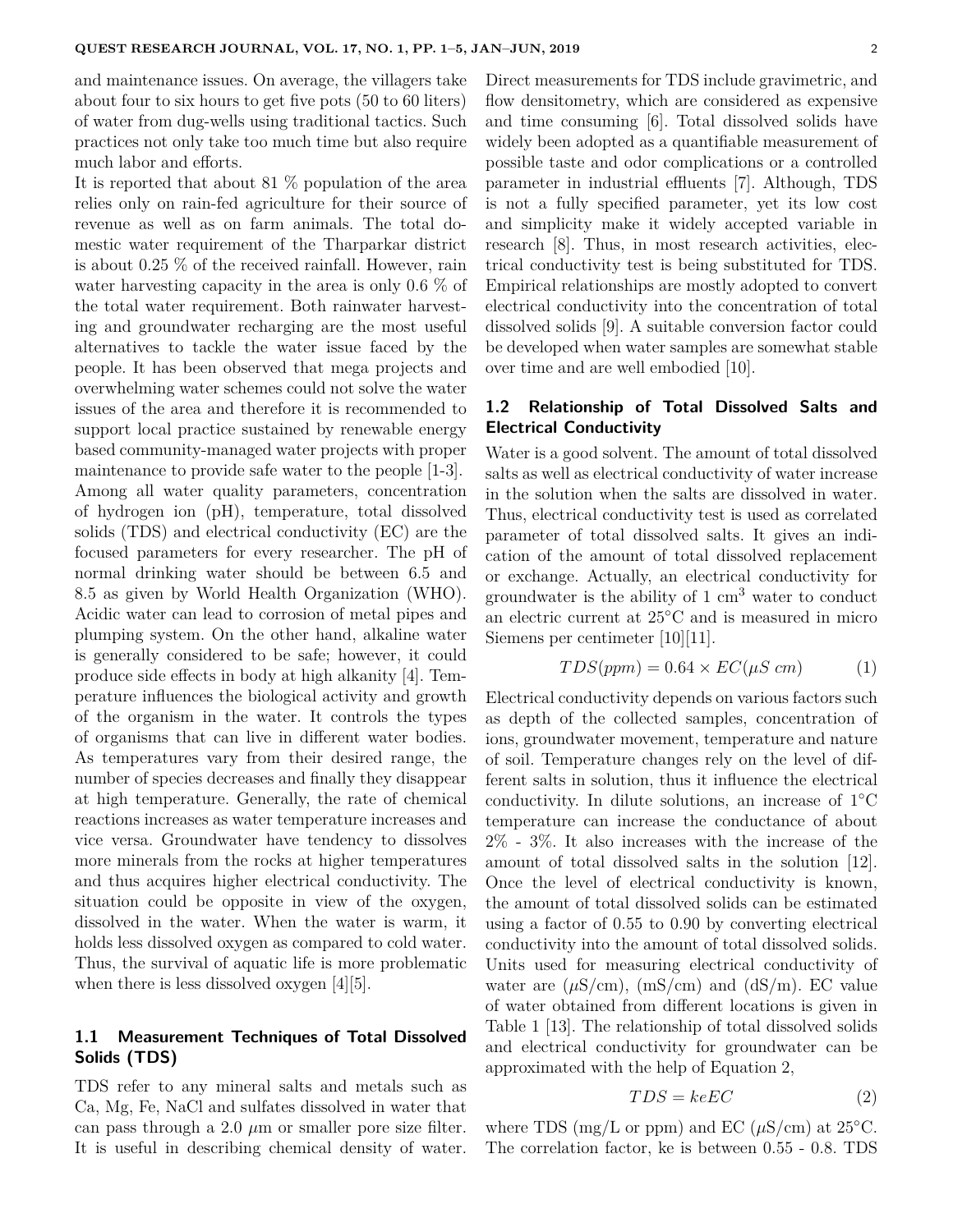and maintenance issues. On average, the villagers take about four to six hours to get five pots (50 to 60 liters) of water from dug-wells using traditional tactics. Such practices not only take too much time but also require much labor and efforts.

It is reported that about 81 % population of the area relies only on rain-fed agriculture for their source of revenue as well as on farm animals. The total domestic water requirement of the Tharparkar district is about 0.25 % of the received rainfall. However, rain water harvesting capacity in the area is only 0.6 % of the total water requirement. Both rainwater harvesting and groundwater recharging are the most useful alternatives to tackle the water issue faced by the people. It has been observed that mega projects and overwhelming water schemes could not solve the water issues of the area and therefore it is recommended to support local practice sustained by renewable energy based community-managed water projects with proper maintenance to provide safe water to the people [1-3].

Among all water quality parameters, concentration of hydrogen ion (pH), temperature, total dissolved solids (TDS) and electrical conductivity (EC) are the focused parameters for every researcher. The pH of normal drinking water should be between 6.5 and 8.5 as given by World Health Organization (WHO). Acidic water can lead to corrosion of metal pipes and plumping system. On the other hand, alkaline water is generally considered to be safe; however, it could produce side effects in body at high alkanity [4]. Temperature influences the biological activity and growth of the organism in the water. It controls the types of organisms that can live in different water bodies. As temperatures vary from their desired range, the number of species decreases and finally they disappear at high temperature. Generally, the rate of chemical reactions increases as water temperature increases and vice versa. Groundwater have tendency to dissolves more minerals from the rocks at higher temperatures and thus acquires higher electrical conductivity. The situation could be opposite in view of the oxygen, dissolved in the water. When the water is warm, it holds less dissolved oxygen as compared to cold water. Thus, the survival of aquatic life is more problematic when there is less dissolved oxygen [4][5].

### 1.1 Measurement Techniques of Total Dissolved Solids (TDS)

TDS refer to any mineral salts and metals such as Ca, Mg, Fe, NaCl and sulfates dissolved in water that can pass through a 2.0 $\mu$m or smaller pore size filter. It is useful in describing chemical density of water. Direct measurements for TDS include gravimetric, and flow densitometry, which are considered as expensive and time consuming [6]. Total dissolved solids have widely been adopted as a quantifiable measurement of possible taste and odor complications or a controlled parameter in industrial effluents [7]. Although, TDS is not a fully specified parameter, yet its low cost and simplicity make it widely accepted variable in research [8]. Thus, in most research activities, electrical conductivity test is being substituted for TDS. Empirical relationships are mostly adopted to convert electrical conductivity into the concentration of total dissolved solids [9]. A suitable conversion factor could be developed when water samples are somewhat stable over time and are well embodied [10].

### 1.2 Relationship of Total Dissolved Salts and Electrical Conductivity

Water is a good solvent. The amount of total dissolved salts as well as electrical conductivity of water increase in the solution when the salts are dissolved in water. Thus, electrical conductivity test is used as correlated parameter of total dissolved salts. It gives an indication of the amount of total dissolved replacement or exchange. Actually, an electrical conductivity for groundwater is the ability of 1 $cm^3$ water to conduct an electric current at 25°C and is measured in micro Siemens per centimeter [10][11].

$$TDS(ppm) = 0.64 \times EC(\mu S\ cm) \tag{1}$$

Electrical conductivity depends on various factors such as depth of the collected samples, concentration of ions, groundwater movement, temperature and nature of soil. Temperature changes rely on the level of different salts in solution, thus it influence the electrical conductivity. In dilute solutions, an increase of 1°C temperature can increase the conductance of about 2% - 3%. It also increases with the increase of the amount of total dissolved salts in the solution [12]. Once the level of electrical conductivity is known, the amount of total dissolved solids can be estimated using a factor of 0.55 to 0.90 by converting electrical conductivity into the amount of total dissolved solids. Units used for measuring electrical conductivity of water are ($\mu$S/cm), (mS/cm) and (dS/m). EC value of water obtained from different locations is given in Table 1 [13]. The relationship of total dissolved solids and electrical conductivity for groundwater can be approximated with the help of Equation 2,

$$TDS = keEC \tag{2}$$

where TDS (mg/L or ppm) and EC ($\mu$S/cm) at 25°C. The correlation factor, ke is between 0.55 - 0.8. TDS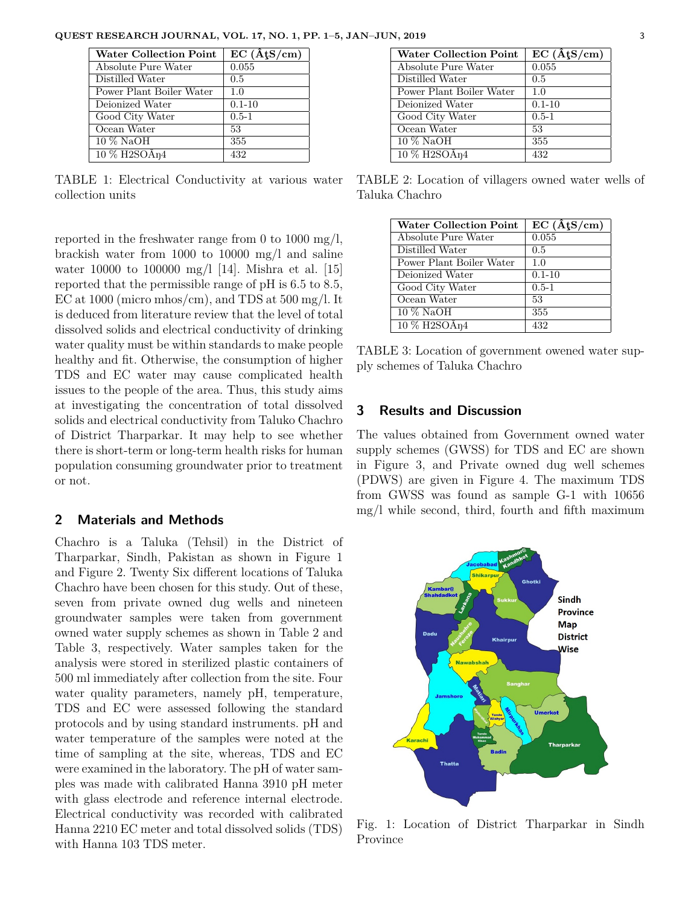| Water Collection Point | EC (ÂţS/cm) |
| --- | --- |
| Absolute Pure Water | 0.055 |
| Distilled Water | 0.5 |
| Power Plant Boiler Water | 1.0 |
| Deionized Water | 0.1-10 |
| Good City Water | 0.5-1 |
| Ocean Water | 53 |
| 10 % NaOH | 355 |
| 10 % H2SOÂŋ4 | 432 |

TABLE 1: Electrical Conductivity at various water collection units

reported in the freshwater range from 0 to 1000 mg/l, brackish water from 1000 to 10000 mg/l and saline water 10000 to 100000 mg/l [14]. Mishra et al. [15] reported that the permissible range of pH is 6.5 to 8.5, EC at 1000 (micro mhos/cm), and TDS at 500 mg/l. It is deduced from literature review that the level of total dissolved solids and electrical conductivity of drinking water quality must be within standards to make people healthy and fit. Otherwise, the consumption of higher TDS and EC water may cause complicated health issues to the people of the area. Thus, this study aims at investigating the concentration of total dissolved solids and electrical conductivity from Taluko Chachro of District Tharparkar. It may help to see whether there is short-term or long-term health risks for human population consuming groundwater prior to treatment or not.

## 2 Materials and Methods

Chachro is a Taluka (Tehsil) in the District of Tharparkar, Sindh, Pakistan as shown in Figure 1 and Figure 2. Twenty Six different locations of Taluka Chachro have been chosen for this study. Out of these, seven from private owned dug wells and nineteen groundwater samples were taken from government owned water supply schemes as shown in Table 2 and Table 3, respectively. Water samples taken for the analysis were stored in sterilized plastic containers of 500 ml immediately after collection from the site. Four water quality parameters, namely pH, temperature, TDS and EC were assessed following the standard protocols and by using standard instruments. pH and water temperature of the samples were noted at the time of sampling at the site, whereas, TDS and EC were examined in the laboratory. The pH of water samples was made with calibrated Hanna 3910 pH meter with glass electrode and reference internal electrode. Electrical conductivity was recorded with calibrated Hanna 2210 EC meter and total dissolved solids (TDS) with Hanna 103 TDS meter.

| Water Collection Point | EC (ÂţS/cm) |
| --- | --- |
| Absolute Pure Water | 0.055 |
| Distilled Water | 0.5 |
| Power Plant Boiler Water | 1.0 |
| Deionized Water | 0.1-10 |
| Good City Water | 0.5-1 |
| Ocean Water | 53 |
| 10 % NaOH | 355 |
| 10 % H2SOÂŋ4 | 432 |

TABLE 2: Location of villagers owned water wells of Taluka Chachro

| Water Collection Point | EC (ÂţS/cm) |
| --- | --- |
| Absolute Pure Water | 0.055 |
| Distilled Water | 0.5 |
| Power Plant Boiler Water | 1.0 |
| Deionized Water | 0.1-10 |
| Good City Water | 0.5-1 |
| Ocean Water | 53 |
| 10 % NaOH | 355 |
| 10 % H2SOÂŋ4 | 432 |

TABLE 3: Location of government owened water supply schemes of Taluka Chachro

## 3 Results and Discussion

The values obtained from Government owned water supply schemes (GWSS) for TDS and EC are shown in Figure 3, and Private owned dug well schemes (PDWS) are given in Figure 4. The maximum TDS from GWSS was found as sample G-1 with 10656 mg/l while second, third, fourth and fifth maximum

Fig. 1: Location of District Tharparkar in Sindh Province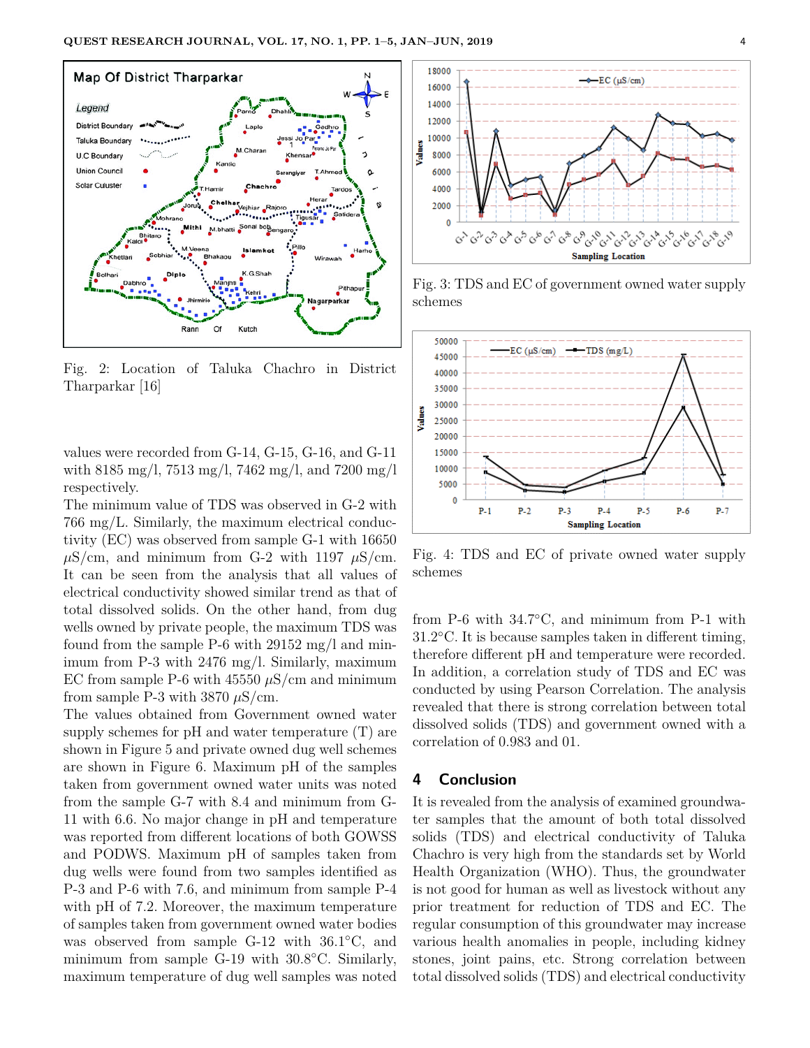Fig. 2: Location of Taluka Chachro in District Tharparkar [16]

values were recorded from G-14, G-15, G-16, and G-11 with 8185 mg/l, 7513 mg/l, 7462 mg/l, and 7200 mg/l respectively.

The minimum value of TDS was observed in G-2 with 766 mg/L. Similarly, the maximum electrical conductivity (EC) was observed from sample G-1 with 16650 $\mu$S/cm, and minimum from G-2 with 1197 $\mu$S/cm. It can be seen from the analysis that all values of electrical conductivity showed similar trend as that of total dissolved solids. On the other hand, from dug wells owned by private people, the maximum TDS was found from the sample P-6 with 29152 mg/l and minimum from P-3 with 2476 mg/l. Similarly, maximum EC from sample P-6 with 45550 $\mu$S/cm and minimum from sample P-3 with 3870 $\mu$S/cm.

The values obtained from Government owned water supply schemes for pH and water temperature (T) are shown in Figure 5 and private owned dug well schemes are shown in Figure 6. Maximum pH of the samples taken from government owned water units was noted from the sample G-7 with 8.4 and minimum from G-11 with 6.6. No major change in pH and temperature was reported from different locations of both GOWSS and PODWS. Maximum pH of samples taken from dug wells were found from two samples identified as P-3 and P-6 with 7.6, and minimum from sample P-4 with pH of 7.2. Moreover, the maximum temperature of samples taken from government owned water bodies was observed from sample G-12 with 36.1°C, and minimum from sample G-19 with 30.8°C. Similarly, maximum temperature of dug well samples was noted

Fig. 3: TDS and EC of government owned water supply schemes

Fig. 4: TDS and EC of private owned water supply schemes

from P-6 with 34.7°C, and minimum from P-1 with 31.2°C. It is because samples taken in different timing, therefore different pH and temperature were recorded. In addition, a correlation study of TDS and EC was conducted by using Pearson Correlation. The analysis revealed that there is strong correlation between total dissolved solids (TDS) and government owned with a correlation of 0.983 and 01.

## 4 Conclusion

It is revealed from the analysis of examined groundwater samples that the amount of both total dissolved solids (TDS) and electrical conductivity of Taluka Chachro is very high from the standards set by World Health Organization (WHO). Thus, the groundwater is not good for human as well as livestock without any prior treatment for reduction of TDS and EC. The regular consumption of this groundwater may increase various health anomalies in people, including kidney stones, joint pains, etc. Strong correlation between total dissolved solids (TDS) and electrical conductivity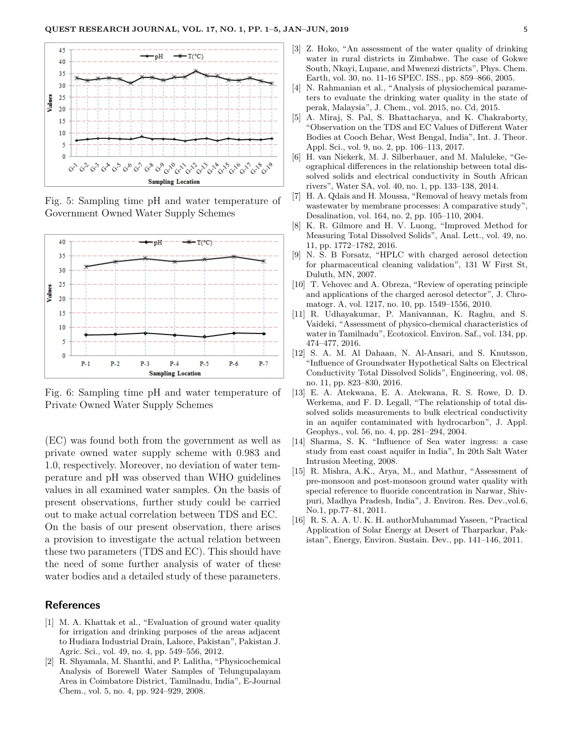45
40
35
30
25
20
15
10
5
0

pH
T(°C)

Values

G-1 G-2 G-3 G-4 G-5 G-6 G-7 G-8 G-9 G-10 G-11 G-12 G-13 G-14 G-15 G-16 G-17 G-18 G-19

Sampling Location

Fig. 5: Sampling time pH and water temperature of Government Owned Water Supply Schemes

40
35
30
25
20
15
10
5
0

pH
T(°C)

Values

P-1 P-2 P-3 P-4 P-5 P-6 P-7

Sampling Location

Fig. 6: Sampling time pH and water temperature of Private Owned Water Supply Schemes

(EC) was found both from the government as well as private owned water supply scheme with 0.983 and 1.0, respectively. Moreover, no deviation of water temperature and pH was observed than WHO guidelines values in all examined water samples. On the basis of present observations, further study could be carried out to make actual correlation between TDS and EC. On the basis of our present observation, there arises a provision to investigate the actual relation between these two parameters (TDS and EC). This should have the need of some further analysis of water of these water bodies and a detailed study of these parameters.

## References

[1] M. A. Khattak et al., "Evaluation of ground water quality for irrigation and drinking purposes of the areas adjacent to Hudiara Industrial Drain, Lahore, Pakistan", Pakistan J. Agric. Sci., vol. 49, no. 4, pp. 549–556, 2012.

[2] R. Shyamala, M. Shanthi, and P. Lalitha, "Physicochemical Analysis of Borewell Water Samples of Telungupalayam Area in Coimbatore District, Tamilnadu, India", E-Journal Chem., vol. 5, no. 4, pp. 924–929, 2008.

[3] Z. Hoko, "An assessment of the water quality of drinking water in rural districts in Zimbabwe. The case of Gokwe South, Nkayi, Lupane, and Mwenezi districts", Phys. Chem. Earth, vol. 30, no. 11-16 SPEC. ISS., pp. 859–866, 2005.

[4] N. Rahmanian et al., "Analysis of physiochemical parameters to evaluate the drinking water quality in the state of perak, Malaysia", J. Chem., vol. 2015, no. Cd, 2015.

[5] A. Miraj, S. Pal, S. Bhattacharya, and K. Chakraborty, "Observation on the TDS and EC Values of Different Water Bodies at Cooch Behar, West Bengal, India", Int. J. Theor. Appl. Sci., vol. 9, no. 2, pp. 106–113, 2017.

[6] H. van Niekerk, M. J. Silberbauer, and M. Maluleke, "Geographical differences in the relationship between total dissolved solids and electrical conductivity in South African rivers", Water SA, vol. 40, no. 1, pp. 133–138, 2014.

[7] H. A. Qdais and H. Moussa, "Removal of heavy metals from wastewater by membrane processes: A comparative study", Desalination, vol. 164, no. 2, pp. 105–110, 2004.

[8] K. R. Gilmore and H. V. Luong, "Improved Method for Measuring Total Dissolved Solids", Anal. Lett., vol. 49, no. 11, pp. 1772–1782, 2016.

[9] N. S. B Forsatz, "HPLC with charged aerosol detection for pharmaceutical cleaning validation", 131 W First St, Duluth, MN, 2007.

[10] T. Vehovec and A. Obreza, "Review of operating principle and applications of the charged aerosol detector", J. Chromatogr. A, vol. 1217, no. 10, pp. 1549–1556, 2010.

[11] R. Udhayakumar, P. Manivannan, K. Raghu, and S. Vaideki, "Assessment of physico-chemical characteristics of water in Tamilnadu", Ecotoxicol. Environ. Saf., vol. 134, pp. 474–477, 2016.

[12] S. A. M. Al Dahaan, N. Al-Ansari, and S. Knutsson, "Influence of Groundwater Hypothetical Salts on Electrical Conductivity Total Dissolved Solids", Engineering, vol. 08, no. 11, pp. 823–830, 2016.

[13] E. A. Atekwana, E. A. Atekwana, R. S. Rowe, D. D. Werkema, and F. D. Legall, "The relationship of total dissolved solids measurements to bulk electrical conductivity in an aquifer contaminated with hydrocarbon", J. Appl. Geophys., vol. 56, no. 4, pp. 281–294, 2004.

[14] Sharma, S. K. "Influence of Sea water ingress: a case study from east coast aquifer in India", In 20th Salt Water Intrusion Meeting, 2008.

[15] R. Mishra, A.K., Arya, M., and Mathur, "Assessment of pre-monsoon and post-monsoon ground water quality with special reference to fluoride concentration in Narwar, Shivpuri, Madhya Pradesh, India", J. Environ. Res. Dev.,vol.6, No.1, pp.77–81, 2011.

[16] R. S. A. A. U. K. H. authorMuhammad Yaseen, "Practical Application of Solar Energy at Desert of Tharparkar, Pakistan", Energy, Environ. Sustain. Dev., pp. 141–146, 2011.